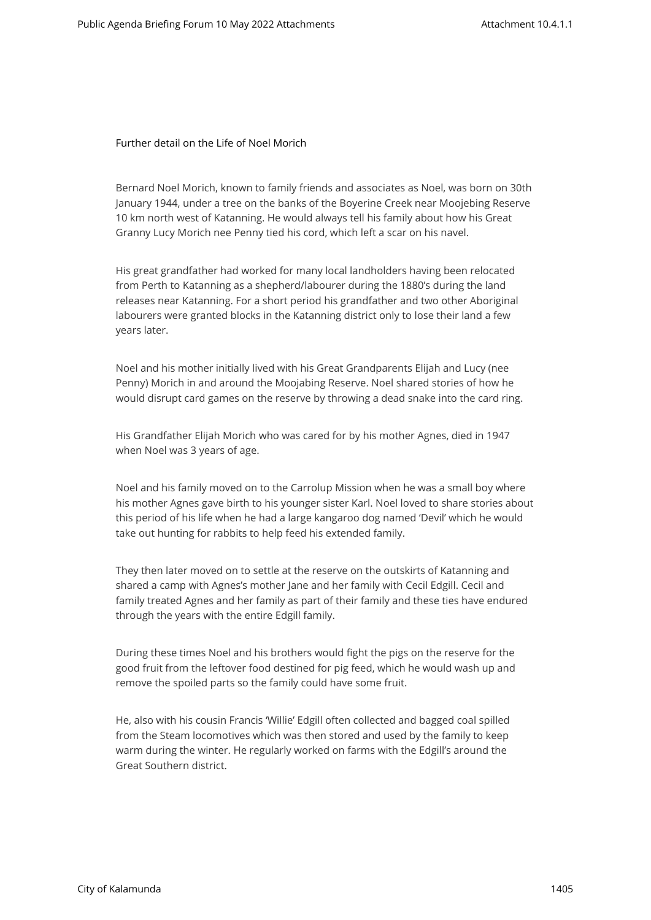Further detail on the Life of Noel Morich

Bernard Noel Morich, known to family friends and associates as Noel, was born on 30th January 1944, under a tree on the banks of the Boyerine Creek near Moojebing Reserve 10 km north west of Katanning. He would always tell his family about how his Great Granny Lucy Morich nee Penny tied his cord, which left a scar on his navel.

His great grandfather had worked for many local landholders having been relocated from Perth to Katanning as a shepherd/labourer during the 1880's during the land releases near Katanning. For a short period his grandfather and two other Aboriginal labourers were granted blocks in the Katanning district only to lose their land a few years later.

Noel and his mother initially lived with his Great Grandparents Elijah and Lucy (nee Penny) Morich in and around the Moojabing Reserve. Noel shared stories of how he would disrupt card games on the reserve by throwing a dead snake into the card ring.

His Grandfather Elijah Morich who was cared for by his mother Agnes, died in 1947 when Noel was 3 years of age.

Noel and his family moved on to the Carrolup Mission when he was a small boy where his mother Agnes gave birth to his younger sister Karl. Noel loved to share stories about this period of his life when he had a large kangaroo dog named 'Devil' which he would take out hunting for rabbits to help feed his extended family.

They then later moved on to settle at the reserve on the outskirts of Katanning and shared a camp with Agnes's mother Jane and her family with Cecil Edgill. Cecil and family treated Agnes and her family as part of their family and these ties have endured through the years with the entire Edgill family.

During these times Noel and his brothers would fight the pigs on the reserve for the good fruit from the leftover food destined for pig feed, which he would wash up and remove the spoiled parts so the family could have some fruit.

He, also with his cousin Francis 'Willie' Edgill often collected and bagged coal spilled from the Steam locomotives which was then stored and used by the family to keep warm during the winter. He regularly worked on farms with the Edgill's around the Great Southern district.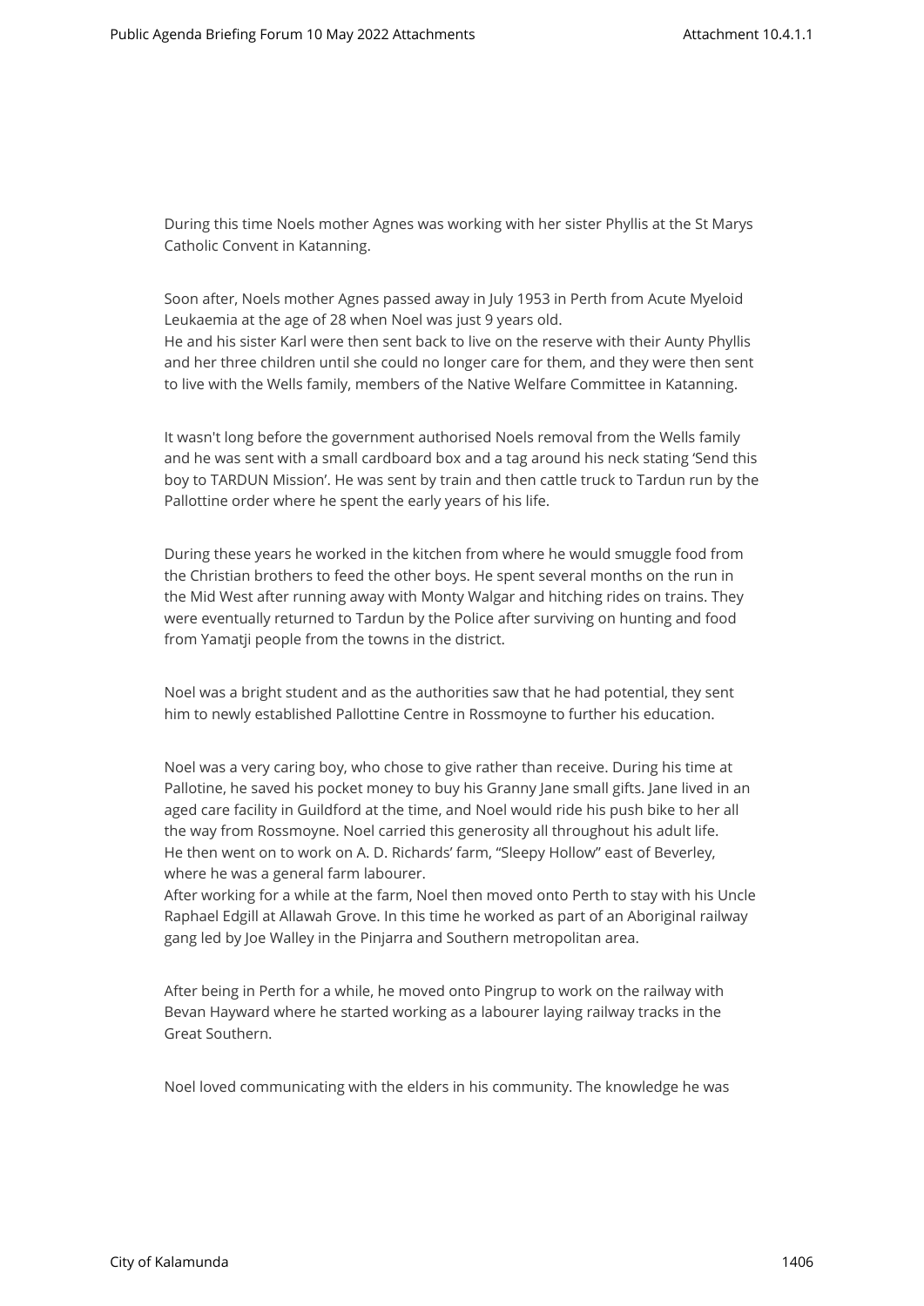During this time Noels mother Agnes was working with her sister Phyllis at the St Marys Catholic Convent in Katanning.

Soon after, Noels mother Agnes passed away in July 1953 in Perth from Acute Myeloid Leukaemia at the age of 28 when Noel was just 9 years old.
He and his sister Karl were then sent back to live on the reserve with their Aunty Phyllis and her three children until she could no longer care for them, and they were then sent to live with the Wells family, members of the Native Welfare Committee in Katanning.

It wasn't long before the government authorised Noels removal from the Wells family and he was sent with a small cardboard box and a tag around his neck stating 'Send this boy to TARDUN Mission'. He was sent by train and then cattle truck to Tardun run by the Pallottine order where he spent the early years of his life.

During these years he worked in the kitchen from where he would smuggle food from the Christian brothers to feed the other boys. He spent several months on the run in the Mid West after running away with Monty Walgar and hitching rides on trains. They were eventually returned to Tardun by the Police after surviving on hunting and food from Yamatji people from the towns in the district.

Noel was a bright student and as the authorities saw that he had potential, they sent him to newly established Pallottine Centre in Rossmoyne to further his education.

Noel was a very caring boy, who chose to give rather than receive. During his time at Pallotine, he saved his pocket money to buy his Granny Jane small gifts. Jane lived in an aged care facility in Guildford at the time, and Noel would ride his push bike to her all the way from Rossmoyne. Noel carried this generosity all throughout his adult life.
He then went on to work on A. D. Richards' farm, "Sleepy Hollow" east of Beverley, where he was a general farm labourer.
After working for a while at the farm, Noel then moved onto Perth to stay with his Uncle Raphael Edgill at Allawah Grove. In this time he worked as part of an Aboriginal railway gang led by Joe Walley in the Pinjarra and Southern metropolitan area.

After being in Perth for a while, he moved onto Pingrup to work on the railway with Bevan Hayward where he started working as a labourer laying railway tracks in the Great Southern.

Noel loved communicating with the elders in his community. The knowledge he was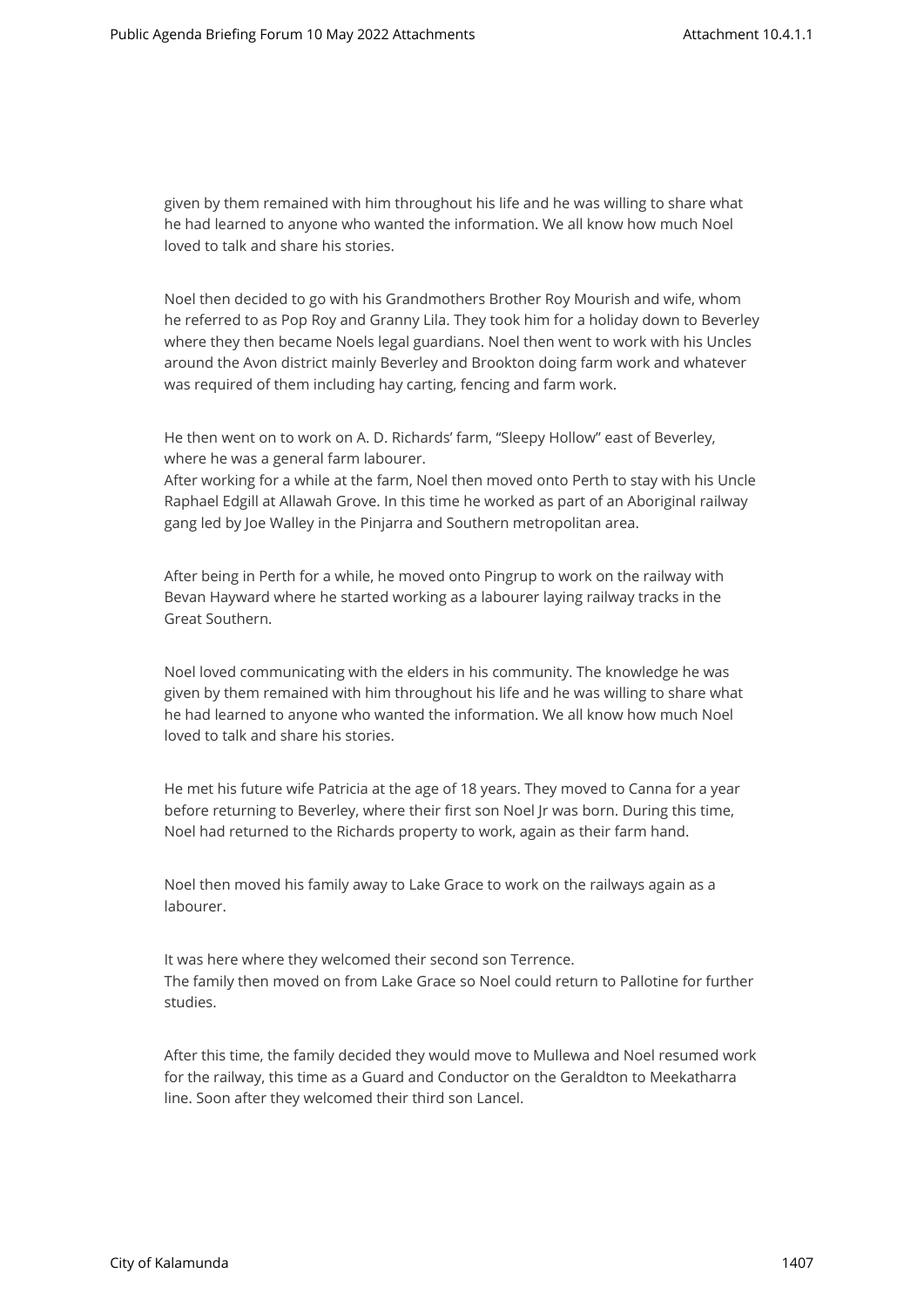given by them remained with him throughout his life and he was willing to share what he had learned to anyone who wanted the information. We all know how much Noel loved to talk and share his stories.

Noel then decided to go with his Grandmothers Brother Roy Mourish and wife, whom he referred to as Pop Roy and Granny Lila. They took him for a holiday down to Beverley where they then became Noels legal guardians. Noel then went to work with his Uncles around the Avon district mainly Beverley and Brookton doing farm work and whatever was required of them including hay carting, fencing and farm work.

He then went on to work on A. D. Richards' farm, "Sleepy Hollow" east of Beverley, where he was a general farm labourer.
After working for a while at the farm, Noel then moved onto Perth to stay with his Uncle Raphael Edgill at Allawah Grove. In this time he worked as part of an Aboriginal railway gang led by Joe Walley in the Pinjarra and Southern metropolitan area.

After being in Perth for a while, he moved onto Pingrup to work on the railway with Bevan Hayward where he started working as a labourer laying railway tracks in the Great Southern.

Noel loved communicating with the elders in his community. The knowledge he was given by them remained with him throughout his life and he was willing to share what he had learned to anyone who wanted the information. We all know how much Noel loved to talk and share his stories.

He met his future wife Patricia at the age of 18 years. They moved to Canna for a year before returning to Beverley, where their first son Noel Jr was born. During this time, Noel had returned to the Richards property to work, again as their farm hand.

Noel then moved his family away to Lake Grace to work on the railways again as a labourer.

It was here where they welcomed their second son Terrence.
The family then moved on from Lake Grace so Noel could return to Pallotine for further studies.

After this time, the family decided they would move to Mullewa and Noel resumed work for the railway, this time as a Guard and Conductor on the Geraldton to Meekatharra line. Soon after they welcomed their third son Lancel.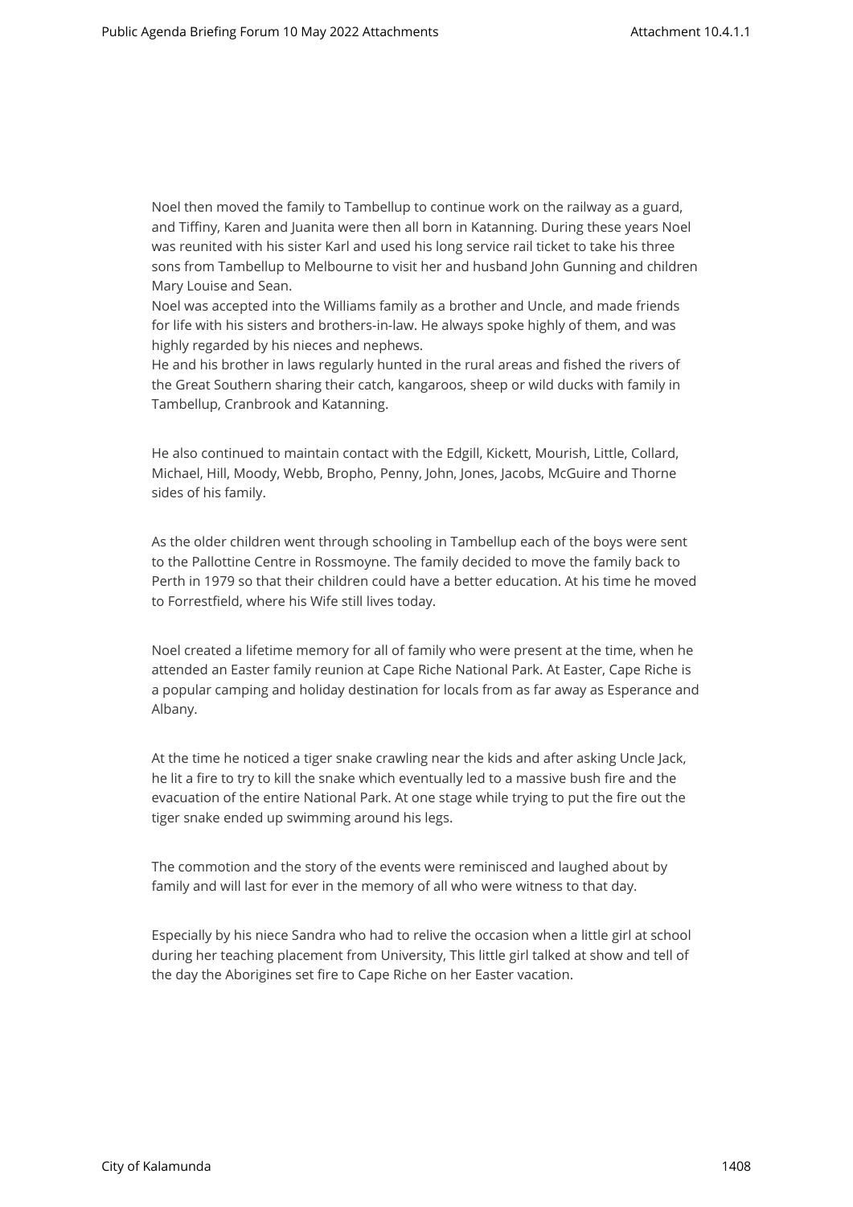Noel then moved the family to Tambellup to continue work on the railway as a guard, and Tiffiny, Karen and Juanita were then all born in Katanning. During these years Noel was reunited with his sister Karl and used his long service rail ticket to take his three sons from Tambellup to Melbourne to visit her and husband John Gunning and children Mary Louise and Sean.
Noel was accepted into the Williams family as a brother and Uncle, and made friends for life with his sisters and brothers-in-law. He always spoke highly of them, and was highly regarded by his nieces and nephews.
He and his brother in laws regularly hunted in the rural areas and fished the rivers of the Great Southern sharing their catch, kangaroos, sheep or wild ducks with family in Tambellup, Cranbrook and Katanning.

He also continued to maintain contact with the Edgill, Kickett, Mourish, Little, Collard, Michael, Hill, Moody, Webb, Bropho, Penny, John, Jones, Jacobs, McGuire and Thorne sides of his family.

As the older children went through schooling in Tambellup each of the boys were sent to the Pallottine Centre in Rossmoyne. The family decided to move the family back to Perth in 1979 so that their children could have a better education. At his time he moved to Forrestfield, where his Wife still lives today.

Noel created a lifetime memory for all of family who were present at the time, when he attended an Easter family reunion at Cape Riche National Park. At Easter, Cape Riche is a popular camping and holiday destination for locals from as far away as Esperance and Albany.

At the time he noticed a tiger snake crawling near the kids and after asking Uncle Jack, he lit a fire to try to kill the snake which eventually led to a massive bush fire and the evacuation of the entire National Park. At one stage while trying to put the fire out the tiger snake ended up swimming around his legs.

The commotion and the story of the events were reminisced and laughed about by family and will last for ever in the memory of all who were witness to that day.

Especially by his niece Sandra who had to relive the occasion when a little girl at school during her teaching placement from University, This little girl talked at show and tell of the day the Aborigines set fire to Cape Riche on her Easter vacation.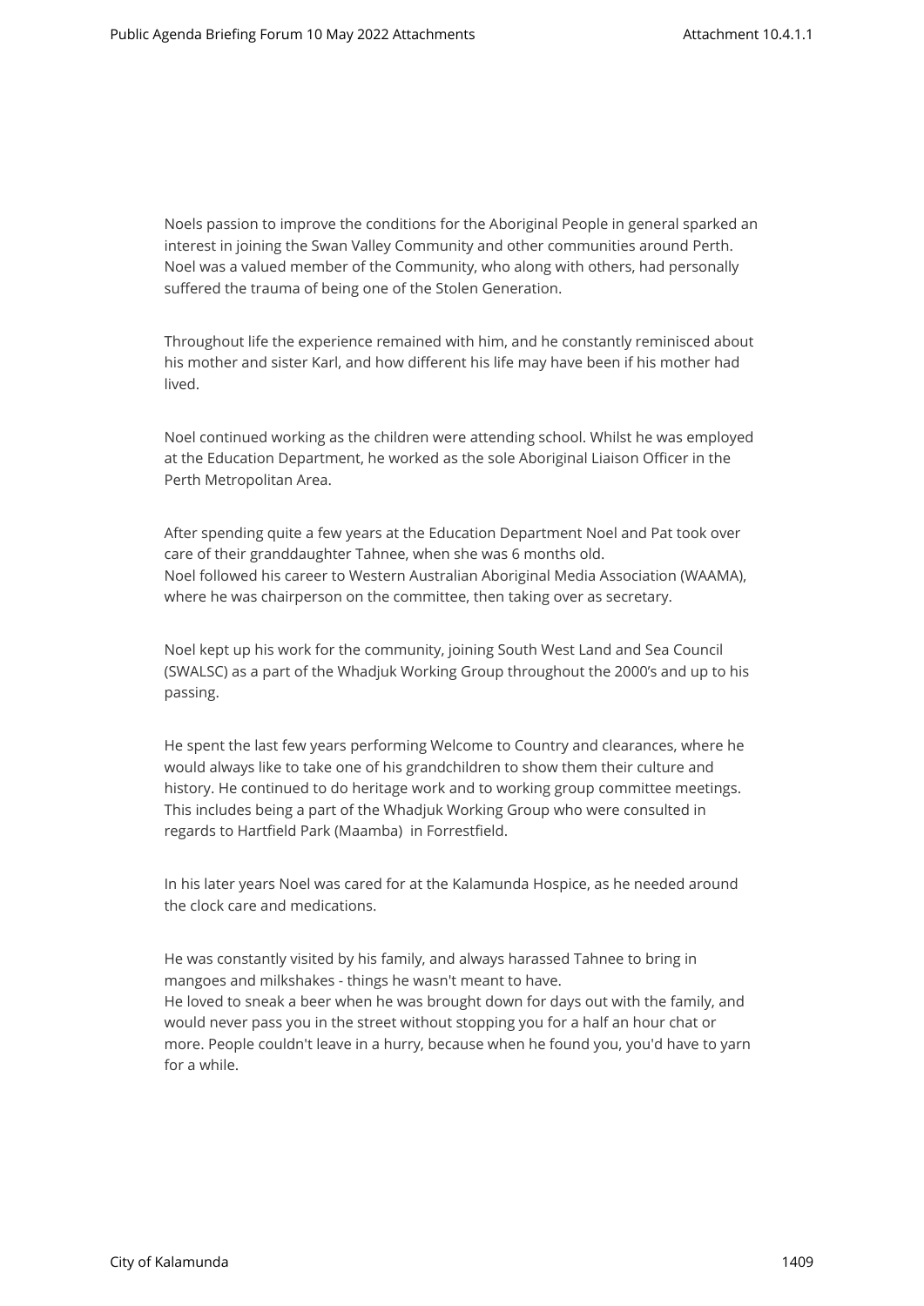Noels passion to improve the conditions for the Aboriginal People in general sparked an interest in joining the Swan Valley Community and other communities around Perth. Noel was a valued member of the Community, who along with others, had personally suffered the trauma of being one of the Stolen Generation.

Throughout life the experience remained with him, and he constantly reminisced about his mother and sister Karl, and how different his life may have been if his mother had lived.

Noel continued working as the children were attending school. Whilst he was employed at the Education Department, he worked as the sole Aboriginal Liaison Officer in the Perth Metropolitan Area.

After spending quite a few years at the Education Department Noel and Pat took over care of their granddaughter Tahnee, when she was 6 months old.
Noel followed his career to Western Australian Aboriginal Media Association (WAAMA), where he was chairperson on the committee, then taking over as secretary.

Noel kept up his work for the community, joining South West Land and Sea Council (SWALSC) as a part of the Whadjuk Working Group throughout the 2000's and up to his passing.

He spent the last few years performing Welcome to Country and clearances, where he would always like to take one of his grandchildren to show them their culture and history. He continued to do heritage work and to working group committee meetings. This includes being a part of the Whadjuk Working Group who were consulted in regards to Hartfield Park (Maamba) in Forrestfield.

In his later years Noel was cared for at the Kalamunda Hospice, as he needed around the clock care and medications.

He was constantly visited by his family, and always harassed Tahnee to bring in mangoes and milkshakes - things he wasn't meant to have.
He loved to sneak a beer when he was brought down for days out with the family, and would never pass you in the street without stopping you for a half an hour chat or more. People couldn't leave in a hurry, because when he found you, you'd have to yarn for a while.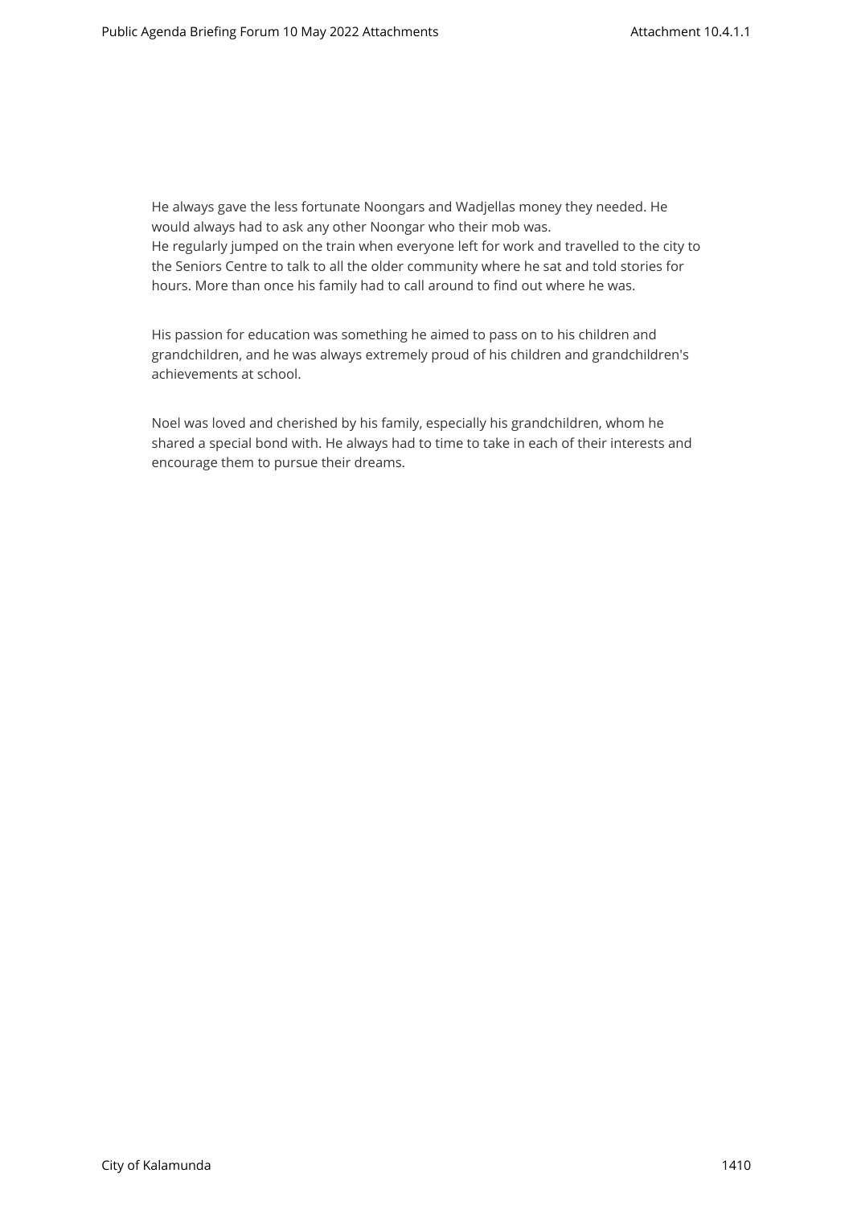He always gave the less fortunate Noongars and Wadjellas money they needed. He would always had to ask any other Noongar who their mob was.
He regularly jumped on the train when everyone left for work and travelled to the city to the Seniors Centre to talk to all the older community where he sat and told stories for hours. More than once his family had to call around to find out where he was.

His passion for education was something he aimed to pass on to his children and grandchildren, and he was always extremely proud of his children and grandchildren's achievements at school.

Noel was loved and cherished by his family, especially his grandchildren, whom he shared a special bond with. He always had to time to take in each of their interests and encourage them to pursue their dreams.